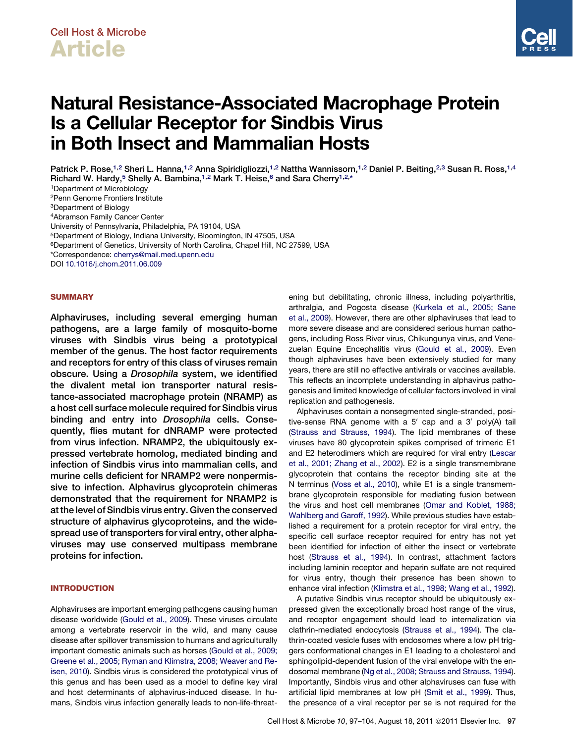Cell Host & Microbe

Article

# Natural Resistance-Associated Macrophage Protein Is a Cellular Receptor for Sindbis Virus in Both Insect and Mammalian Hosts

Patrick P. Rose,[1,2] Sheri L. Hanna,[1,2] Anna Spiridigliozzi,[1,2] Nattha Wannissorn,[1,2] Daniel P. Beiting,[2,3] Susan R. Ross,[1,4] Richard W. Hardy,[5] Shelly A. Bambina,[1,2] Mark T. Heise,[6] and Sara Cherry[1,2,*]

[1]Department of Microbiology
[2]Penn Genome Frontiers Institute
[3]Department of Biology
[4]Abramson Family Cancer Center
University of Pennsylvania, Philadelphia, PA 19104, USA
[5]Department of Biology, Indiana University, Bloomington, IN 47505, USA
[6]Department of Genetics, University of North Carolina, Chapel Hill, NC 27599, USA
*Correspondence: cherrys@mail.med.upenn.edu
DOI 10.1016/j.chom.2011.06.009

## SUMMARY

**Alphaviruses, including several emerging human pathogens, are a large family of mosquito-borne viruses with Sindbis virus being a prototypical member of the genus. The host factor requirements and receptors for entry of this class of viruses remain obscure. Using a *Drosophila* system, we identified the divalent metal ion transporter natural resistance-associated macrophage protein (NRAMP) as a host cell surface molecule required for Sindbis virus binding and entry into *Drosophila* cells. Consequently, flies mutant for dNRAMP were protected from virus infection. NRAMP2, the ubiquitously expressed vertebrate homolog, mediated binding and infection of Sindbis virus into mammalian cells, and murine cells deficient for NRAMP2 were nonpermissive to infection. Alphavirus glycoprotein chimeras demonstrated that the requirement for NRAMP2 is at the level of Sindbis virus entry. Given the conserved structure of alphavirus glycoproteins, and the widespread use of transporters for viral entry, other alphaviruses may use conserved multipass membrane proteins for infection.**

## INTRODUCTION

Alphaviruses are important emerging pathogens causing human disease worldwide (Gould et al., 2009). These viruses circulate among a vertebrate reservoir in the wild, and many cause disease after spillover transmission to humans and agriculturally important domestic animals such as horses (Gould et al., 2009; Greene et al., 2005; Ryman and Klimstra, 2008; Weaver and Reisen, 2010). Sindbis virus is considered the prototypical virus of this genus and has been used as a model to define key viral and host determinants of alphavirus-induced disease. In humans, Sindbis virus infection generally leads to non-life-threatening but debilitating, chronic illness, including polyarthritis, arthralgia, and Pogosta disease (Kurkela et al., 2005; Sane et al., 2009). However, there are other alphaviruses that lead to more severe disease and are considered serious human pathogens, including Ross River virus, Chikungunya virus, and Venezuelan Equine Encephalitis virus (Gould et al., 2009). Even though alphaviruses have been extensively studied for many years, there are still no effective antivirals or vaccines available. This reflects an incomplete understanding in alphavirus pathogenesis and limited knowledge of cellular factors involved in viral replication and pathogenesis.

Alphaviruses contain a nonsegmented single-stranded, positive-sense RNA genome with a 5′ cap and a 3′ poly(A) tail (Strauss and Strauss, 1994). The lipid membranes of these viruses have 80 glycoprotein spikes comprised of trimeric E1 and E2 heterodimers which are required for viral entry (Lescar et al., 2001; Zhang et al., 2002). E2 is a single transmembrane glycoprotein that contains the receptor binding site at the N terminus (Voss et al., 2010), while E1 is a single transmembrane glycoprotein responsible for mediating fusion between the virus and host cell membranes (Omar and Koblet, 1988; Wahlberg and Garoff, 1992). While previous studies have established a requirement for a protein receptor for viral entry, the specific cell surface receptor required for entry has not yet been identified for infection of either the insect or vertebrate host (Strauss et al., 1994). In contrast, attachment factors including laminin receptor and heparin sulfate are not required for virus entry, though their presence has been shown to enhance viral infection (Klimstra et al., 1998; Wang et al., 1992).

A putative Sindbis virus receptor should be ubiquitously expressed given the exceptionally broad host range of the virus, and receptor engagement should lead to internalization via clathrin-mediated endocytosis (Strauss et al., 1994). The clathrin-coated vesicle fuses with endosomes where a low pH triggers conformational changes in E1 leading to a cholesterol and sphingolipid-dependent fusion of the viral envelope with the endosomal membrane (Ng et al., 2008; Strauss and Strauss, 1994). Importantly, Sindbis virus and other alphaviruses can fuse with artificial lipid membranes at low pH (Smit et al., 1999). Thus, the presence of a viral receptor per se is not required for the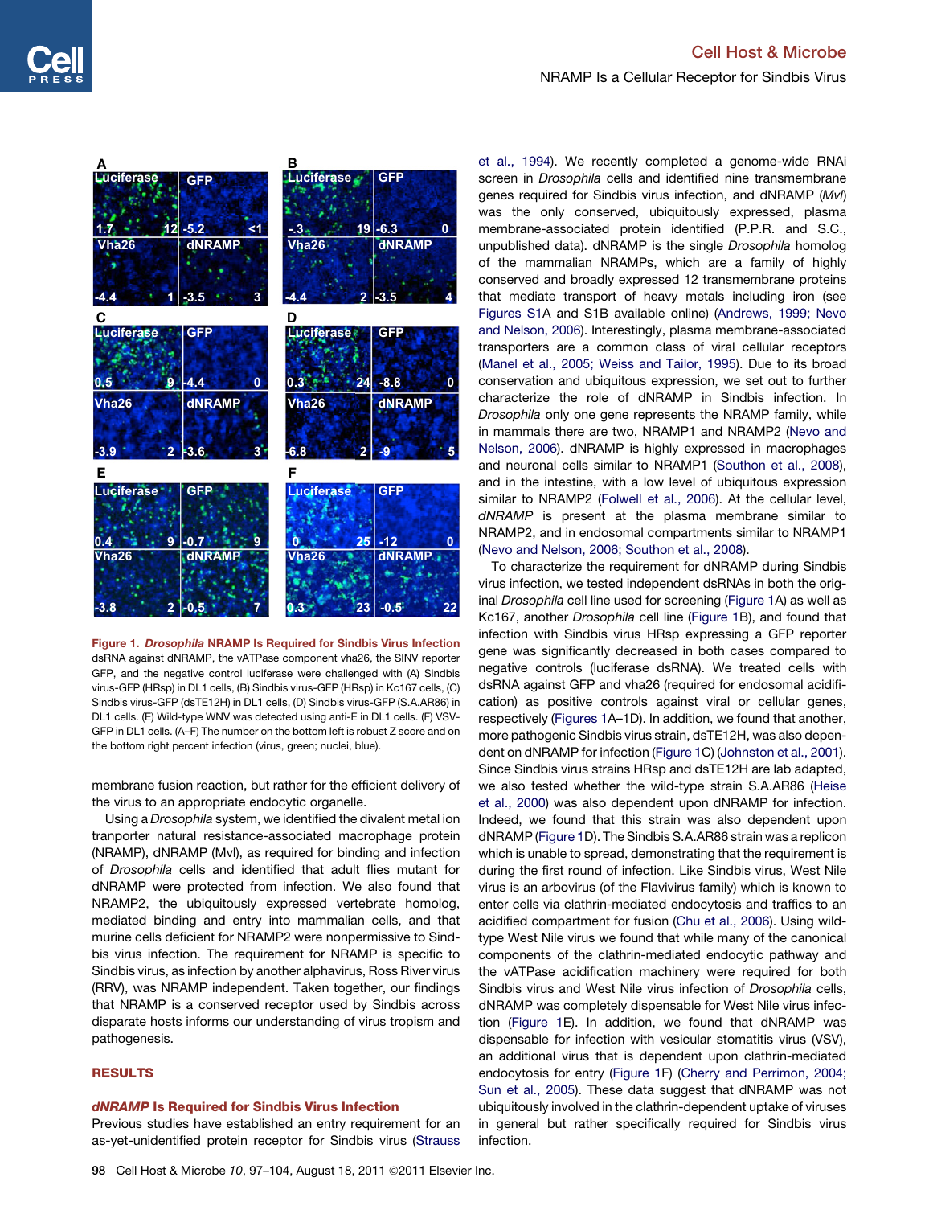Figure 1. *Drosophila* NRAMP Is Required for Sindbis Virus Infection

dsRNA against dNRAMP, the vATPase component vha26, the SINV reporter GFP, and the negative control luciferase were challenged with (A) Sindbis virus-GFP (HRsp) in DL1 cells, (B) Sindbis virus-GFP (HRsp) in Kc167 cells, (C) Sindbis virus-GFP (dsTE12H) in DL1 cells, (D) Sindbis virus-GFP (S.A.AR86) in DL1 cells. (E) Wild-type WNV was detected using anti-E in DL1 cells. (F) VSV-GFP in DL1 cells. (A–F) The number on the bottom left is robust Z score and on the bottom right percent infection (virus, green; nuclei, blue).

membrane fusion reaction, but rather for the efficient delivery of the virus to an appropriate endocytic organelle.

Using a *Drosophila* system, we identified the divalent metal ion tranporter natural resistance-associated macrophage protein (NRAMP), dNRAMP (Mvl), as required for binding and infection of *Drosophila* cells and identified that adult flies mutant for dNRAMP were protected from infection. We also found that NRAMP2, the ubiquitously expressed vertebrate homolog, mediated binding and entry into mammalian cells, and that murine cells deficient for NRAMP2 were nonpermissive to Sindbis virus infection. The requirement for NRAMP is specific to Sindbis virus, as infection by another alphavirus, Ross River virus (RRV), was NRAMP independent. Taken together, our findings that NRAMP is a conserved receptor used by Sindbis across disparate hosts informs our understanding of virus tropism and pathogenesis.

## RESULTS

### *dNRAMP* Is Required for Sindbis Virus Infection

Previous studies have established an entry requirement for an as-yet-unidentified protein receptor for Sindbis virus (Strauss et al., 1994). We recently completed a genome-wide RNAi screen in *Drosophila* cells and identified nine transmembrane genes required for Sindbis virus infection, and dNRAMP (*Mvl*) was the only conserved, ubiquitously expressed, plasma membrane-associated protein identified (P.P.R. and S.C., unpublished data). dNRAMP is the single *Drosophila* homolog of the mammalian NRAMPs, which are a family of highly conserved and broadly expressed 12 transmembrane proteins that mediate transport of heavy metals including iron (see Figures S1A and S1B available online) (Andrews, 1999; Nevo and Nelson, 2006). Interestingly, plasma membrane-associated transporters are a common class of viral cellular receptors (Manel et al., 2005; Weiss and Tailor, 1995). Due to its broad conservation and ubiquitous expression, we set out to further characterize the role of dNRAMP in Sindbis infection. In *Drosophila* only one gene represents the NRAMP family, while in mammals there are two, NRAMP1 and NRAMP2 (Nevo and Nelson, 2006). dNRAMP is highly expressed in macrophages and neuronal cells similar to NRAMP1 (Southon et al., 2008), and in the intestine, with a low level of ubiquitous expression similar to NRAMP2 (Folwell et al., 2006). At the cellular level, *dNRAMP* is present at the plasma membrane similar to NRAMP2, and in endosomal compartments similar to NRAMP1 (Nevo and Nelson, 2006; Southon et al., 2008).

To characterize the requirement for dNRAMP during Sindbis virus infection, we tested independent dsRNAs in both the original *Drosophila* cell line used for screening (Figure 1A) as well as Kc167, another *Drosophila* cell line (Figure 1B), and found that infection with Sindbis virus HRsp expressing a GFP reporter gene was significantly decreased in both cases compared to negative controls (luciferase dsRNA). We treated cells with dsRNA against GFP and vha26 (required for endosomal acidification) as positive controls against viral or cellular genes, respectively (Figures 1A–1D). In addition, we found that another, more pathogenic Sindbis virus strain, dsTE12H, was also dependent on dNRAMP for infection (Figure 1C) (Johnston et al., 2001). Since Sindbis virus strains HRsp and dsTE12H are lab adapted, we also tested whether the wild-type strain S.A.AR86 (Heise et al., 2000) was also dependent upon dNRAMP for infection. Indeed, we found that this strain was also dependent upon dNRAMP (Figure 1D). The Sindbis S.A.AR86 strain was a replicon which is unable to spread, demonstrating that the requirement is during the first round of infection. Like Sindbis virus, West Nile virus is an arbovirus (of the Flavivirus family) which is known to enter cells via clathrin-mediated endocytosis and traffics to an acidified compartment for fusion (Chu et al., 2006). Using wild-type West Nile virus we found that while many of the canonical components of the clathrin-mediated endocytic pathway and the vATPase acidification machinery were required for both Sindbis virus and West Nile virus infection of *Drosophila* cells, dNRAMP was completely dispensable for West Nile virus infection (Figure 1E). In addition, we found that dNRAMP was dispensable for infection with vesicular stomatitis virus (VSV), an additional virus that is dependent upon clathrin-mediated endocytosis for entry (Figure 1F) (Cherry and Perrimon, 2004; Sun et al., 2005). These data suggest that dNRAMP was not generally involved in the clathrin-dependent uptake of viruses in general but rather specifically required for Sindbis virus infection.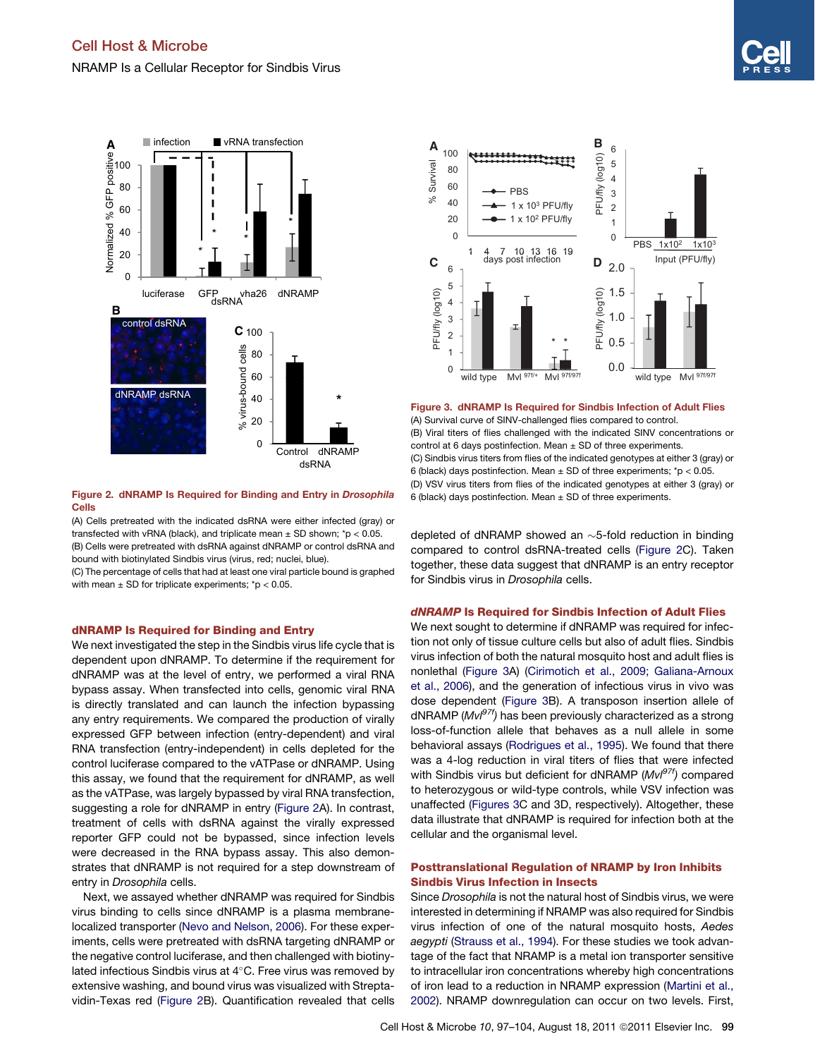**Figure 2. dNRAMP Is Required for Binding and Entry in *Drosophila* Cells**

(A) Cells pretreated with the indicated dsRNA were either infected (gray) or transfected with vRNA (black), and triplicate mean ± SD shown; *p < 0.05.

(B) Cells were pretreated with dsRNA against dNRAMP or control dsRNA and bound with biotinylated Sindbis virus (virus, red; nuclei, blue).

(C) The percentage of cells that had at least one viral particle bound is graphed with mean ± SD for triplicate experiments; *p < 0.05.

**Figure 3. dNRAMP Is Required for Sindbis Infection of Adult Flies**

(A) Survival curve of SINV-challenged flies compared to control.

(B) Viral titers of flies challenged with the indicated SINV concentrations or control at 6 days postinfection. Mean ± SD of three experiments.

(C) Sindbis virus titers from flies of the indicated genotypes at either 3 (gray) or 6 (black) days postinfection. Mean ± SD of three experiments; *p < 0.05.

(D) VSV virus titers from flies of the indicated genotypes at either 3 (gray) or 6 (black) days postinfection. Mean ± SD of three experiments.

### dNRAMP Is Required for Binding and Entry

We next investigated the step in the Sindbis virus life cycle that is dependent upon dNRAMP. To determine if the requirement for dNRAMP was at the level of entry, we performed a viral RNA bypass assay. When transfected into cells, genomic viral RNA is directly translated and can launch the infection bypassing any entry requirements. We compared the production of virally expressed GFP between infection (entry-dependent) and viral RNA transfection (entry-independent) in cells depleted for the control luciferase compared to the vATPase or dNRAMP. Using this assay, we found that the requirement for dNRAMP, as well as the vATPase, was largely bypassed by viral RNA transfection, suggesting a role for dNRAMP in entry (Figure 2A). In contrast, treatment of cells with dsRNA against the virally expressed reporter GFP could not be bypassed, since infection levels were decreased in the RNA bypass assay. This also demonstrates that dNRAMP is not required for a step downstream of entry in *Drosophila* cells.

Next, we assayed whether dNRAMP was required for Sindbis virus binding to cells since dNRAMP is a plasma membrane-localized transporter (Nevo and Nelson, 2006). For these experiments, cells were pretreated with dsRNA targeting dNRAMP or the negative control luciferase, and then challenged with biotinylated infectious Sindbis virus at 4°C. Free virus was removed by extensive washing, and bound virus was visualized with Streptavidin-Texas red (Figure 2B). Quantification revealed that cells depleted of dNRAMP showed an ~5-fold reduction in binding compared to control dsRNA-treated cells (Figure 2C). Taken together, these data suggest that dNRAMP is an entry receptor for Sindbis virus in *Drosophila* cells.

### *dNRAMP* Is Required for Sindbis Infection of Adult Flies

We next sought to determine if dNRAMP was required for infection not only of tissue culture cells but also of adult flies. Sindbis virus infection of both the natural mosquito host and adult flies is nonlethal (Figure 3A) (Cirimotich et al., 2009; Galiana-Arnoux et al., 2006), and the generation of infectious virus in vivo was dose dependent (Figure 3B). A transposon insertion allele of dNRAMP ($Mvl^{97f}$) has been previously characterized as a strong loss-of-function allele that behaves as a null allele in some behavioral assays (Rodrigues et al., 1995). We found that there was a 4-log reduction in viral titers of flies that were infected with Sindbis virus but deficient for dNRAMP ($Mvl^{97f}$) compared to heterozygous or wild-type controls, while VSV infection was unaffected (Figures 3C and 3D, respectively). Altogether, these data illustrate that dNRAMP is required for infection both at the cellular and the organismal level.

### Posttranslational Regulation of NRAMP by Iron Inhibits Sindbis Virus Infection in Insects

Since *Drosophila* is not the natural host of Sindbis virus, we were interested in determining if NRAMP was also required for Sindbis virus infection of one of the natural mosquito hosts, *Aedes aegypti* (Strauss et al., 1994). For these studies we took advantage of the fact that NRAMP is a metal ion transporter sensitive to intracellular iron concentrations whereby high concentrations of iron lead to a reduction in NRAMP expression (Martini et al., 2002). NRAMP downregulation can occur on two levels. First,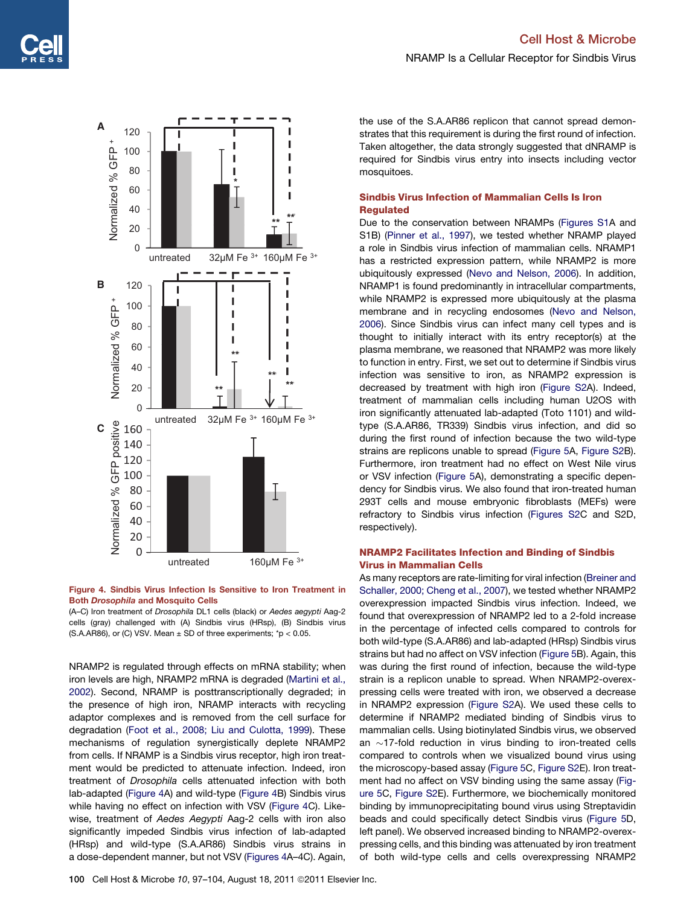**Figure 4. Sindbis Virus Infection Is Sensitive to Iron Treatment in Both *Drosophila* and Mosquito Cells**

(A–C) Iron treatment of *Drosophila* DL1 cells (black) or *Aedes aegypti* Aag-2 cells (gray) challenged with (A) Sindbis virus (HRsp), (B) Sindbis virus (S.A.AR86), or (C) VSV. Mean ± SD of three experiments; \*$p < 0.05$.

NRAMP2 is regulated through effects on mRNA stability; when iron levels are high, NRAMP2 mRNA is degraded (Martini et al., 2002). Second, NRAMP is posttranscriptionally degraded; in the presence of high iron, NRAMP interacts with recycling adaptor complexes and is removed from the cell surface for degradation (Foot et al., 2008; Liu and Culotta, 1999). These mechanisms of regulation synergistically deplete NRAMP2 from cells. If NRAMP is a Sindbis virus receptor, high iron treatment would be predicted to attenuate infection. Indeed, iron treatment of *Drosophila* cells attenuated infection with both lab-adapted (Figure 4A) and wild-type (Figure 4B) Sindbis virus while having no effect on infection with VSV (Figure 4C). Likewise, treatment of *Aedes Aegypti* Aag-2 cells with iron also significantly impeded Sindbis virus infection of lab-adapted (HRsp) and wild-type (S.A.AR86) Sindbis virus strains in a dose-dependent manner, but not VSV (Figures 4A–4C). Again, the use of the S.A.AR86 replicon that cannot spread demonstrates that this requirement is during the first round of infection. Taken altogether, the data strongly suggested that dNRAMP is required for Sindbis virus entry into insects including vector mosquitoes.

## Sindbis Virus Infection of Mammalian Cells Is Iron Regulated

Due to the conservation between NRAMPs (Figures S1A and S1B) (Pinner et al., 1997), we tested whether NRAMP played a role in Sindbis virus infection of mammalian cells. NRAMP1 has a restricted expression pattern, while NRAMP2 is more ubiquitously expressed (Nevo and Nelson, 2006). In addition, NRAMP1 is found predominantly in intracellular compartments, while NRAMP2 is expressed more ubiquitously at the plasma membrane and in recycling endosomes (Nevo and Nelson, 2006). Since Sindbis virus can infect many cell types and is thought to initially interact with its entry receptor(s) at the plasma membrane, we reasoned that NRAMP2 was more likely to function in entry. First, we set out to determine if Sindbis virus infection was sensitive to iron, as NRAMP2 expression is decreased by treatment with high iron (Figure S2A). Indeed, treatment of mammalian cells including human U2OS with iron significantly attenuated lab-adapted (Toto 1101) and wild-type (S.A.AR86, TR339) Sindbis virus infection, and did so during the first round of infection because the two wild-type strains are replicons unable to spread (Figure 5A, Figure S2B). Furthermore, iron treatment had no effect on West Nile virus or VSV infection (Figure 5A), demonstrating a specific dependency for Sindbis virus. We also found that iron-treated human 293T cells and mouse embryonic fibroblasts (MEFs) were refractory to Sindbis virus infection (Figures S2C and S2D, respectively).

## NRAMP2 Facilitates Infection and Binding of Sindbis Virus in Mammalian Cells

As many receptors are rate-limiting for viral infection (Breiner and Schaller, 2000; Cheng et al., 2007), we tested whether NRAMP2 overexpression impacted Sindbis virus infection. Indeed, we found that overexpression of NRAMP2 led to a 2-fold increase in the percentage of infected cells compared to controls for both wild-type (S.A.AR86) and lab-adapted (HRsp) Sindbis virus strains but had no affect on VSV infection (Figure 5B). Again, this was during the first round of infection, because the wild-type strain is a replicon unable to spread. When NRAMP2-overexpressing cells were treated with iron, we observed a decrease in NRAMP2 expression (Figure S2A). We used these cells to determine if NRAMP2 mediated binding of Sindbis virus to mammalian cells. Using biotinylated Sindbis virus, we observed an ~17-fold reduction in virus binding to iron-treated cells compared to controls when we visualized bound virus using the microscopy-based assay (Figure 5C, Figure S2E). Iron treatment had no affect on VSV binding using the same assay (Figure 5C, Figure S2E). Furthermore, we biochemically monitored binding by immunoprecipitating bound virus using Streptavidin beads and could specifically detect Sindbis virus (Figure 5D, left panel). We observed increased binding to NRAMP2-overexpressing cells, and this binding was attenuated by iron treatment of both wild-type cells and cells overexpressing NRAMP2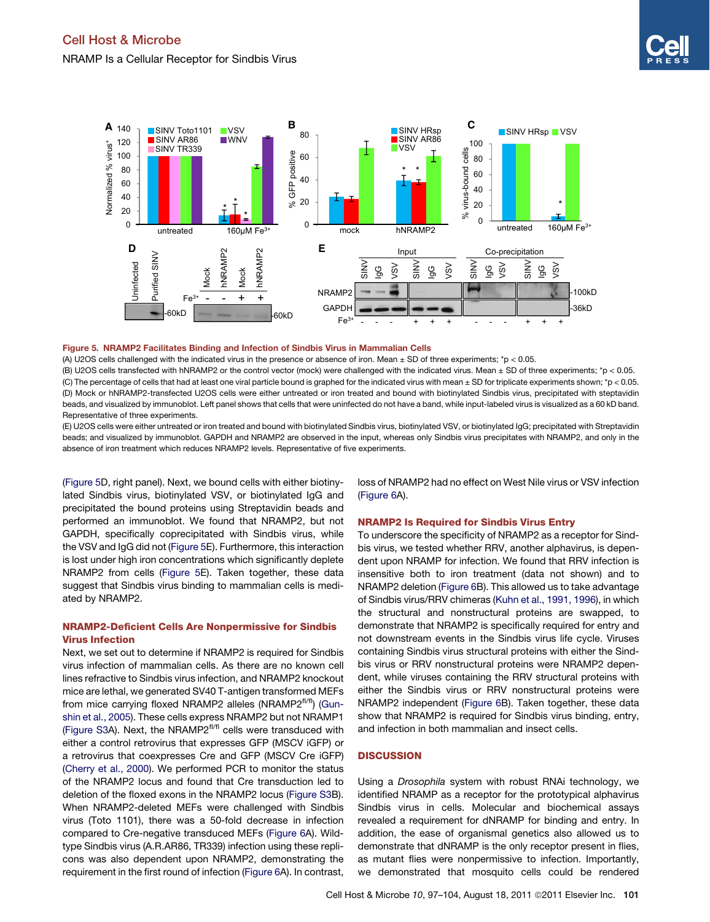**Figure 5. NRAMP2 Facilitates Binding and Infection of Sindbis Virus in Mammalian Cells**

(A) U2OS cells challenged with the indicated virus in the presence or absence of iron. Mean ± SD of three experiments; \*p < 0.05.

(B) U2OS cells transfected with hNRAMP2 or the control vector (mock) were challenged with the indicated virus. Mean ± SD of three experiments; \*p < 0.05.

(C) The percentage of cells that had at least one viral particle bound is graphed for the indicated virus with mean ± SD for triplicate experiments shown; \*p < 0.05.

(D) Mock or hNRAMP2-transfected U2OS cells were either untreated or iron treated and bound with biotinylated Sindbis virus, precipitated with steptavidin beads, and visualized by immunoblot. Left panel shows that cells that were uninfected do not have a band, while input-labeled virus is visualized as a 60 kD band. Representative of three experiments.

(E) U2OS cells were either untreated or iron treated and bound with biotinylated Sindbis virus, biotinylated VSV, or biotinylated IgG; precipitated with Streptavidin beads; and visualized by immunoblot. GAPDH and NRAMP2 are observed in the input, whereas only Sindbis virus precipitates with NRAMP2, and only in the absence of iron treatment which reduces NRAMP2 levels. Representative of five experiments.

(Figure 5D, right panel). Next, we bound cells with either biotinylated Sindbis virus, biotinylated VSV, or biotinylated IgG and precipitated the bound proteins using Streptavidin beads and performed an immunoblot. We found that NRAMP2, but not GAPDH, specifically coprecipitated with Sindbis virus, while the VSV and IgG did not (Figure 5E). Furthermore, this interaction is lost under high iron concentrations which significantly deplete NRAMP2 from cells (Figure 5E). Taken together, these data suggest that Sindbis virus binding to mammalian cells is mediated by NRAMP2.

### NRAMP2-Deficient Cells Are Nonpermissive for Sindbis Virus Infection

Next, we set out to determine if NRAMP2 is required for Sindbis virus infection of mammalian cells. As there are no known cell lines refractive to Sindbis virus infection, and NRAMP2 knockout mice are lethal, we generated SV40 T-antigen transformed MEFs from mice carrying floxed NRAMP2 alleles (NRAMP2$^{fl/fl}$) (Gunshin et al., 2005). These cells express NRAMP2 but not NRAMP1 (Figure S3A). Next, the NRAMP2$^{fl/fl}$ cells were transduced with either a control retrovirus that expresses GFP (MSCV iGFP) or a retrovirus that coexpresses Cre and GFP (MSCV Cre iGFP) (Cherry et al., 2000). We performed PCR to monitor the status of the NRAMP2 locus and found that Cre transduction led to deletion of the floxed exons in the NRAMP2 locus (Figure S3B). When NRAMP2-deleted MEFs were challenged with Sindbis virus (Toto 1101), there was a 50-fold decrease in infection compared to Cre-negative transduced MEFs (Figure 6A). Wild-type Sindbis virus (A.R.AR86, TR339) infection using these replicons was also dependent upon NRAMP2, demonstrating the requirement in the first round of infection (Figure 6A). In contrast, loss of NRAMP2 had no effect on West Nile virus or VSV infection (Figure 6A).

### NRAMP2 Is Required for Sindbis Virus Entry

To underscore the specificity of NRAMP2 as a receptor for Sindbis virus, we tested whether RRV, another alphavirus, is dependent upon NRAMP for infection. We found that RRV infection is insensitive both to iron treatment (data not shown) and to NRAMP2 deletion (Figure 6B). This allowed us to take advantage of Sindbis virus/RRV chimeras (Kuhn et al., 1991, 1996), in which the structural and nonstructural proteins are swapped, to demonstrate that NRAMP2 is specifically required for entry and not downstream events in the Sindbis virus life cycle. Viruses containing Sindbis virus structural proteins with either the Sindbis virus or RRV nonstructural proteins were NRAMP2 dependent, while viruses containing the RRV structural proteins with either the Sindbis virus or RRV nonstructural proteins were NRAMP2 independent (Figure 6B). Taken together, these data show that NRAMP2 is required for Sindbis virus binding, entry, and infection in both mammalian and insect cells.

## DISCUSSION

Using a *Drosophila* system with robust RNAi technology, we identified NRAMP as a receptor for the prototypical alphavirus Sindbis virus in cells. Molecular and biochemical assays revealed a requirement for dNRAMP for binding and entry. In addition, the ease of organismal genetics also allowed us to demonstrate that dNRAMP is the only receptor present in flies, as mutant flies were nonpermissive to infection. Importantly, we demonstrated that mosquito cells could be rendered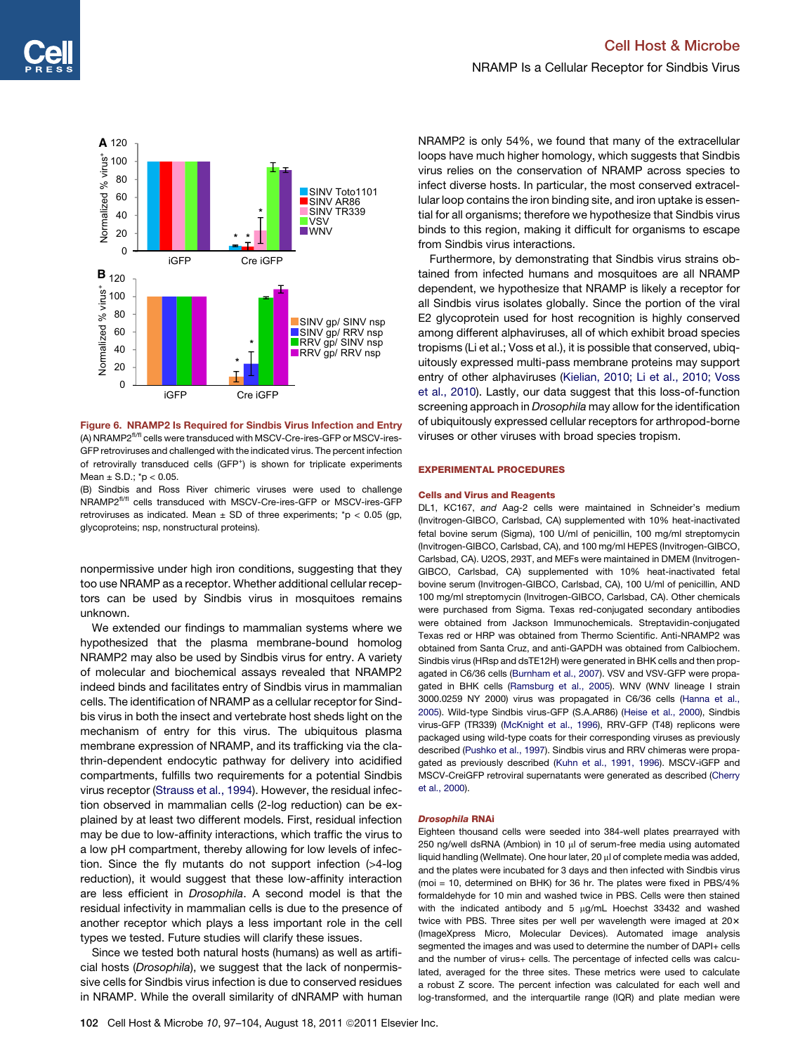A

120
100
80
60
40
20
0

Normalized % virus⁺

iGFP
Cre iGFP

SINV Toto1101
SINV AR86
SINV TR339
VSV
WNV

B

120
100
80
60
40
20
0

Normalized % virus⁺

iGFP
Cre iGFP

SINV gp/ SINV nsp
SINV gp/ RRV nsp
RRV gp/ SINV nsp
RRV gp/ RRV nsp

**Figure 6. NRAMP2 Is Required for Sindbis Virus Infection and Entry**

(A) NRAMP2$^{fl/fl}$ cells were transduced with MSCV-Cre-ires-GFP or MSCV-ires-GFP retroviruses and challenged with the indicated virus. The percent infection of retrovirally transduced cells (GFP$^+$) is shown for triplicate experiments Mean ± S.D.; *p < 0.05.

(B) Sindbis and Ross River chimeric viruses were used to challenge NRAMP2$^{fl/fl}$ cells transduced with MSCV-Cre-ires-GFP or MSCV-ires-GFP retroviruses as indicated. Mean ± SD of three experiments; *p < 0.05 (gp, glycoproteins; nsp, nonstructural proteins).

nonpermissive under high iron conditions, suggesting that they too use NRAMP as a receptor. Whether additional cellular receptors can be used by Sindbis virus in mosquitoes remains unknown.

We extended our findings to mammalian systems where we hypothesized that the plasma membrane-bound homolog NRAMP2 may also be used by Sindbis virus for entry. A variety of molecular and biochemical assays revealed that NRAMP2 indeed binds and facilitates entry of Sindbis virus in mammalian cells. The identification of NRAMP as a cellular receptor for Sindbis virus in both the insect and vertebrate host sheds light on the mechanism of entry for this virus. The ubiquitous plasma membrane expression of NRAMP, and its trafficking via the clathrin-dependent endocytic pathway for delivery into acidified compartments, fulfills two requirements for a potential Sindbis virus receptor (Strauss et al., 1994). However, the residual infection observed in mammalian cells (2-log reduction) can be explained by at least two different models. First, residual infection may be due to low-affinity interactions, which traffic the virus to a low pH compartment, thereby allowing for low levels of infection. Since the fly mutants do not support infection (>4-log reduction), it would suggest that these low-affinity interaction are less efficient in *Drosophila*. A second model is that the residual infectivity in mammalian cells is due to the presence of another receptor which plays a less important role in the cell types we tested. Future studies will clarify these issues.

Since we tested both natural hosts (humans) as well as artificial hosts (*Drosophila*), we suggest that the lack of nonpermissive cells for Sindbis virus infection is due to conserved residues in NRAMP. While the overall similarity of dNRAMP with human NRAMP2 is only 54%, we found that many of the extracellular loops have much higher homology, which suggests that Sindbis virus relies on the conservation of NRAMP across species to infect diverse hosts. In particular, the most conserved extracellular loop contains the iron binding site, and iron uptake is essential for all organisms; therefore we hypothesize that Sindbis virus binds to this region, making it difficult for organisms to escape from Sindbis virus interactions.

Furthermore, by demonstrating that Sindbis virus strains obtained from infected humans and mosquitoes are all NRAMP dependent, we hypothesize that NRAMP is likely a receptor for all Sindbis virus isolates globally. Since the portion of the viral E2 glycoprotein used for host recognition is highly conserved among different alphaviruses, all of which exhibit broad species tropisms (Li et al.; Voss et al.), it is possible that conserved, ubiquitously expressed multi-pass membrane proteins may support entry of other alphaviruses (Kielian, 2010; Li et al., 2010; Voss et al., 2010). Lastly, our data suggest that this loss-of-function screening approach in *Drosophila* may allow for the identification of ubiquitously expressed cellular receptors for arthropod-borne viruses or other viruses with broad species tropism.

## EXPERIMENTAL PROCEDURES

### Cells and Virus and Reagents

DL1, KC167, *and* Aag-2 cells were maintained in Schneider's medium (Invitrogen-GIBCO, Carlsbad, CA) supplemented with 10% heat-inactivated fetal bovine serum (Sigma), 100 U/ml of penicillin, 100 mg/ml streptomycin (Invitrogen-GIBCO, Carlsbad, CA), and 100 mg/ml HEPES (Invitrogen-GIBCO, Carlsbad, CA). U2OS, 293T, and MEFs were maintained in DMEM (Invitrogen-GIBCO, Carlsbad, CA) supplemented with 10% heat-inactivated fetal bovine serum (Invitrogen-GIBCO, Carlsbad, CA), 100 U/ml of penicillin, AND 100 mg/ml streptomycin (Invitrogen-GIBCO, Carlsbad, CA). Other chemicals were purchased from Sigma. Texas red-conjugated secondary antibodies were obtained from Jackson Immunochemicals. Streptavidin-conjugated Texas red or HRP was obtained from Thermo Scientific. Anti-NRAMP2 was obtained from Santa Cruz, and anti-GAPDH was obtained from Calbiochem. Sindbis virus (HRsp and dsTE12H) were generated in BHK cells and then propagated in C6/36 cells (Burnham et al., 2007). VSV and VSV-GFP were propagated in BHK cells (Ramsburg et al., 2005). WNV (WNV lineage I strain 3000.0259 NY 2000) virus was propagated in C6/36 cells (Hanna et al., 2005). Wild-type Sindbis virus-GFP (S.A.AR86) (Heise et al., 2000), Sindbis virus-GFP (TR339) (McKnight et al., 1996), RRV-GFP (T48) replicons were packaged using wild-type coats for their corresponding viruses as previously described (Pushko et al., 1997). Sindbis virus and RRV chimeras were propagated as previously described (Kuhn et al., 1991, 1996). MSCV-iGFP and MSCV-CreiGFP retroviral supernatants were generated as described (Cherry et al., 2000).

### *Drosophila* RNAi

Eighteen thousand cells were seeded into 384-well plates prearrayed with 250 ng/well dsRNA (Ambion) in 10 μl of serum-free media using automated liquid handling (Wellmate). One hour later, 20 μl of complete media was added, and the plates were incubated for 3 days and then infected with Sindbis virus (moi = 10, determined on BHK) for 36 hr. The plates were fixed in PBS/4% formaldehyde for 10 min and washed twice in PBS. Cells were then stained with the indicated antibody and 5 μg/mL Hoechst 33432 and washed twice with PBS. Three sites per well per wavelength were imaged at 20× (ImageXpress Micro, Molecular Devices). Automated image analysis segmented the images and was used to determine the number of DAPI+ cells and the number of virus+ cells. The percentage of infected cells was calculated, averaged for the three sites. These metrics were used to calculate a robust Z score. The percent infection was calculated for each well and log-transformed, and the interquartile range (IQR) and plate median were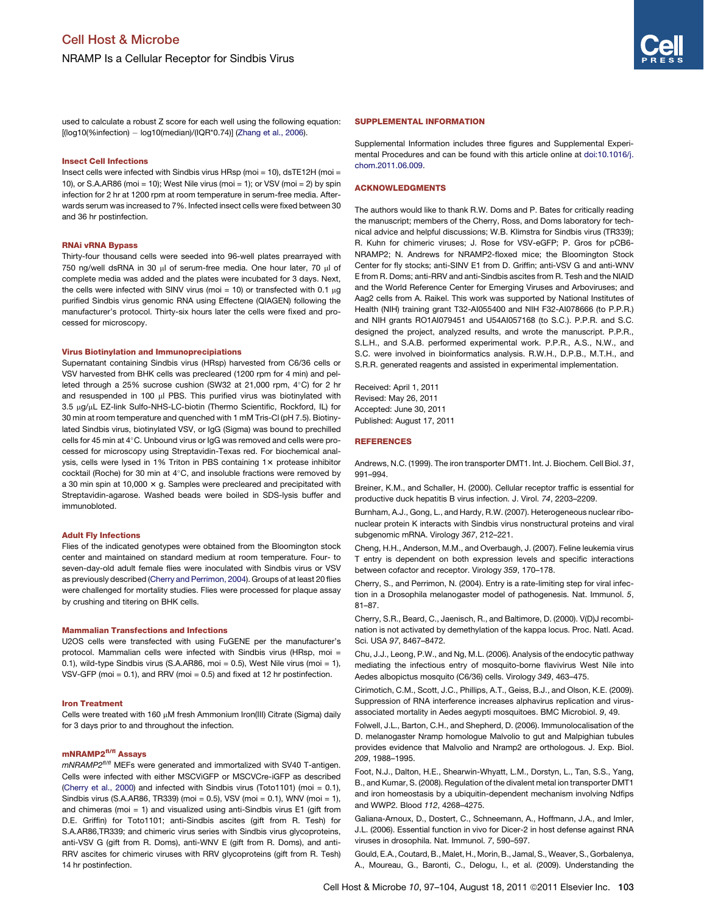used to calculate a robust Z score for each well using the following equation: [(log10(%infection) − log10(median)/(IQR*0.74)] (Zhang et al., 2006).

### Insect Cell Infections

Insect cells were infected with Sindbis virus HRsp (moi = 10), dsTE12H (moi = 10), or S.A.AR86 (moi = 10); West Nile virus (moi = 1); or VSV (moi = 2) by spin infection for 2 hr at 1200 rpm at room temperature in serum-free media. Afterwards serum was increased to 7%. Infected insect cells were fixed between 30 and 36 hr postinfection.

### RNAi vRNA Bypass

Thirty-four thousand cells were seeded into 96-well plates prearrayed with 750 ng/well dsRNA in 30 μl of serum-free media. One hour later, 70 μl of complete media was added and the plates were incubated for 3 days. Next, the cells were infected with SINV virus (moi = 10) or transfected with 0.1 μg purified Sindbis virus genomic RNA using Effectene (QIAGEN) following the manufacturer's protocol. Thirty-six hours later the cells were fixed and processed for microscopy.

### Virus Biotinylation and Immunoprecipiations

Supernatant containing Sindbis virus (HRsp) harvested from C6/36 cells or VSV harvested from BHK cells was precleared (1200 rpm for 4 min) and pelleted through a 25% sucrose cushion (SW32 at 21,000 rpm, 4°C) for 2 hr and resuspended in 100 μl PBS. This purified virus was biotinylated with 3.5 μg/μL EZ-link Sulfo-NHS-LC-biotin (Thermo Scientific, Rockford, IL) for 30 min at room temperature and quenched with 1 mM Tris-Cl (pH 7.5). Biotinylated Sindbis virus, biotinylated VSV, or IgG (Sigma) was bound to prechilled cells for 45 min at 4°C. Unbound virus or IgG was removed and cells were processed for microscopy using Streptavidin-Texas red. For biochemical analysis, cells were lysed in 1% Triton in PBS containing 1× protease inhibitor cocktail (Roche) for 30 min at 4°C, and insoluble fractions were removed by a 30 min spin at 10,000 × g. Samples were precleared and precipitated with Streptavidin-agarose. Washed beads were boiled in SDS-lysis buffer and immunobloted.

### Adult Fly Infections

Flies of the indicated genotypes were obtained from the Bloomington stock center and maintained on standard medium at room temperature. Four- to seven-day-old adult female flies were inoculated with Sindbis virus or VSV as previously described (Cherry and Perrimon, 2004). Groups of at least 20 flies were challenged for mortality studies. Flies were processed for plaque assay by crushing and titering on BHK cells.

### Mammalian Transfections and Infections

U2OS cells were transfected with using FuGENE per the manufacturer's protocol. Mammalian cells were infected with Sindbis virus (HRsp, moi = 0.1), wild-type Sindbis virus (S.A.AR86, moi = 0.5), West Nile virus (moi = 1), VSV-GFP (moi = 0.1), and RRV (moi = 0.5) and fixed at 12 hr postinfection.

### Iron Treatment

Cells were treated with 160 μM fresh Ammonium Iron(III) Citrate (Sigma) daily for 3 days prior to and throughout the infection.

### mNRAMP2$^{fl/fl}$ Assays

*mNRAMP2$^{fl/fl}$* MEFs were generated and immortalized with SV40 T-antigen. Cells were infected with either MSCViGFP or MSCVCre-iGFP as described (Cherry et al., 2000) and infected with Sindbis virus (Toto1101) (moi = 0.1), Sindbis virus (S.A.AR86, TR339) (moi = 0.5), VSV (moi = 0.1), WNV (moi = 1), and chimeras (moi = 1) and visualized using anti-Sindbis virus E1 (gift from D.E. Griffin) for Toto1101; anti-Sindbis ascites (gift from R. Tesh) for S.A.AR86,TR339; and chimeric virus series with Sindbis virus glycoproteins, anti-VSV G (gift from R. Doms), anti-WNV E (gift from R. Doms), and anti-RRV ascites for chimeric viruses with RRV glycoproteins (gift from R. Tesh) 14 hr postinfection.

## SUPPLEMENTAL INFORMATION

Supplemental Information includes three figures and Supplemental Experimental Procedures and can be found with this article online at doi:10.1016/j.chom.2011.06.009.

## ACKNOWLEDGMENTS

The authors would like to thank R.W. Doms and P. Bates for critically reading the manuscript; members of the Cherry, Ross, and Doms laboratory for technical advice and helpful discussions; W.B. Klimstra for Sindbis virus (TR339); R. Kuhn for chimeric viruses; J. Rose for VSV-eGFP; P. Gros for pCB6-NRAMP2; N. Andrews for NRAMP2-floxed mice; the Bloomington Stock Center for fly stocks; anti-SINV E1 from D. Griffin; anti-VSV G and anti-WNV E from R. Doms; anti-RRV and anti-Sindbis ascites from R. Tesh and the NIAID and the World Reference Center for Emerging Viruses and Arboviruses; and Aag2 cells from A. Raikel. This work was supported by National Institutes of Health (NIH) training grant T32-AI055400 and NIH F32-AI078666 (to P.P.R.) and NIH grants RO1AI079451 and U54AI057168 (to S.C.). P.P.R. and S.C. designed the project, analyzed results, and wrote the manuscript. P.P.R., S.L.H., and S.A.B. performed experimental work. P.P.R., A.S., N.W., and S.C. were involved in bioinformatics analysis. R.W.H., D.P.B., M.T.H., and S.R.R. generated reagents and assisted in experimental implementation.

Received: April 1, 2011
Revised: May 26, 2011
Accepted: June 30, 2011
Published: August 17, 2011

## REFERENCES

Andrews, N.C. (1999). The iron transporter DMT1. Int. J. Biochem. Cell Biol. *31*, 991–994.

Breiner, K.M., and Schaller, H. (2000). Cellular receptor traffic is essential for productive duck hepatitis B virus infection. J. Virol. *74*, 2203–2209.

Burnham, A.J., Gong, L., and Hardy, R.W. (2007). Heterogeneous nuclear ribonuclear protein K interacts with Sindbis virus nonstructural proteins and viral subgenomic mRNA. Virology *367*, 212–221.

Cheng, H.H., Anderson, M.M., and Overbaugh, J. (2007). Feline leukemia virus T entry is dependent on both expression levels and specific interactions between cofactor and receptor. Virology *359*, 170–178.

Cherry, S., and Perrimon, N. (2004). Entry is a rate-limiting step for viral infection in a Drosophila melanogaster model of pathogenesis. Nat. Immunol. *5*, 81–87.

Cherry, S.R., Beard, C., Jaenisch, R., and Baltimore, D. (2000). V(D)J recombination is not activated by demethylation of the kappa locus. Proc. Natl. Acad. Sci. USA *97*, 8467–8472.

Chu, J.J., Leong, P.W., and Ng, M.L. (2006). Analysis of the endocytic pathway mediating the infectious entry of mosquito-borne flavivirus West Nile into Aedes albopictus mosquito (C6/36) cells. Virology *349*, 463–475.

Cirimotich, C.M., Scott, J.C., Phillips, A.T., Geiss, B.J., and Olson, K.E. (2009). Suppression of RNA interference increases alphavirus replication and virus-associated mortality in Aedes aegypti mosquitoes. BMC Microbiol. *9*, 49.

Folwell, J.L., Barton, C.H., and Shepherd, D. (2006). Immunolocalisation of the D. melanogaster Nramp homologue Malvolio to gut and Malpighian tubules provides evidence that Malvolio and Nramp2 are orthologous. J. Exp. Biol. *209*, 1988–1995.

Foot, N.J., Dalton, H.E., Shearwin-Whyatt, L.M., Dorstyn, L., Tan, S.S., Yang, B., and Kumar, S. (2008). Regulation of the divalent metal ion transporter DMT1 and iron homeostasis by a ubiquitin-dependent mechanism involving Ndfips and WWP2. Blood *112*, 4268–4275.

Galiana-Arnoux, D., Dostert, C., Schneemann, A., Hoffmann, J.A., and Imler, J.L. (2006). Essential function in vivo for Dicer-2 in host defense against RNA viruses in drosophila. Nat. Immunol. *7*, 590–597.

Gould, E.A., Coutard, B., Malet, H., Morin, B., Jamal, S., Weaver, S., Gorbalenya, A., Moureau, G., Baronti, C., Delogu, I., et al. (2009). Understanding the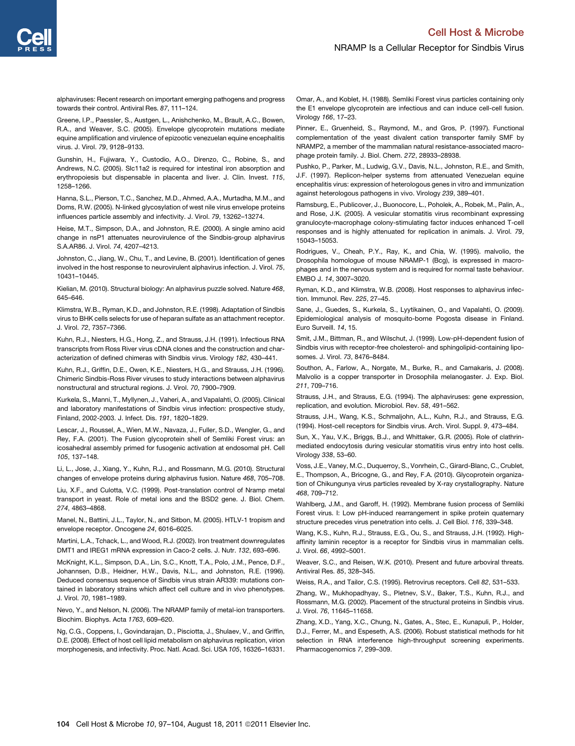alphaviruses: Recent research on important emerging pathogens and progress towards their control. Antiviral Res. *87*, 111–124.

Greene, I.P., Paessler, S., Austgen, L., Anishchenko, M., Brault, A.C., Bowen, R.A., and Weaver, S.C. (2005). Envelope glycoprotein mutations mediate equine amplification and virulence of epizootic venezuelan equine encephalitis virus. J. Virol. *79*, 9128–9133.

Gunshin, H., Fujiwara, Y., Custodio, A.O., Direnzo, C., Robine, S., and Andrews, N.C. (2005). Slc11a2 is required for intestinal iron absorption and erythropoiesis but dispensable in placenta and liver. J. Clin. Invest. *115*, 1258–1266.

Hanna, S.L., Pierson, T.C., Sanchez, M.D., Ahmed, A.A., Murtadha, M.M., and Doms, R.W. (2005). N-linked glycosylation of west nile virus envelope proteins influences particle assembly and infectivity. J. Virol. *79*, 13262–13274.

Heise, M.T., Simpson, D.A., and Johnston, R.E. (2000). A single amino acid change in nsP1 attenuates neurovirulence of the Sindbis-group alphavirus S.A.AR86. J. Virol. *74*, 4207–4213.

Johnston, C., Jiang, W., Chu, T., and Levine, B. (2001). Identification of genes involved in the host response to neurovirulent alphavirus infection. J. Virol. *75*, 10431–10445.

Kielian, M. (2010). Structural biology: An alphavirus puzzle solved. Nature *468*, 645–646.

Klimstra, W.B., Ryman, K.D., and Johnston, R.E. (1998). Adaptation of Sindbis virus to BHK cells selects for use of heparan sulfate as an attachment receptor. J. Virol. *72*, 7357–7366.

Kuhn, R.J., Niesters, H.G., Hong, Z., and Strauss, J.H. (1991). Infectious RNA transcripts from Ross River virus cDNA clones and the construction and characterization of defined chimeras with Sindbis virus. Virology *182*, 430–441.

Kuhn, R.J., Griffin, D.E., Owen, K.E., Niesters, H.G., and Strauss, J.H. (1996). Chimeric Sindbis-Ross River viruses to study interactions between alphavirus nonstructural and structural regions. J. Virol. *70*, 7900–7909.

Kurkela, S., Manni, T., Myllynen, J., Vaheri, A., and Vapalahti, O. (2005). Clinical and laboratory manifestations of Sindbis virus infection: prospective study, Finland, 2002-2003. J. Infect. Dis. *191*, 1820–1829.

Lescar, J., Roussel, A., Wien, M.W., Navaza, J., Fuller, S.D., Wengler, G., and Rey, F.A. (2001). The Fusion glycoprotein shell of Semliki Forest virus: an icosahedral assembly primed for fusogenic activation at endosomal pH. Cell *105*, 137–148.

Li, L., Jose, J., Xiang, Y., Kuhn, R.J., and Rossmann, M.G. (2010). Structural changes of envelope proteins during alphavirus fusion. Nature *468*, 705–708.

Liu, X.F., and Culotta, V.C. (1999). Post-translation control of Nramp metal transport in yeast. Role of metal ions and the BSD2 gene. J. Biol. Chem. *274*, 4863–4868.

Manel, N., Battini, J.L., Taylor, N., and Sitbon, M. (2005). HTLV-1 tropism and envelope receptor. Oncogene *24*, 6016–6025.

Martini, L.A., Tchack, L., and Wood, R.J. (2002). Iron treatment downregulates DMT1 and IREG1 mRNA expression in Caco-2 cells. J. Nutr. *132*, 693–696.

McKnight, K.L., Simpson, D.A., Lin, S.C., Knott, T.A., Polo, J.M., Pence, D.F., Johannsen, D.B., Heidner, H.W., Davis, N.L., and Johnston, R.E. (1996). Deduced consensus sequence of Sindbis virus strain AR339: mutations contained in laboratory strains which affect cell culture and in vivo phenotypes. J. Virol. *70*, 1981–1989.

Nevo, Y., and Nelson, N. (2006). The NRAMP family of metal-ion transporters. Biochim. Biophys. Acta *1763*, 609–620.

Ng, C.G., Coppens, I., Govindarajan, D., Pisciotta, J., Shulaev, V., and Griffin, D.E. (2008). Effect of host cell lipid metabolism on alphavirus replication, virion morphogenesis, and infectivity. Proc. Natl. Acad. Sci. USA *105*, 16326–16331.

Omar, A., and Koblet, H. (1988). Semliki Forest virus particles containing only the E1 envelope glycoprotein are infectious and can induce cell-cell fusion. Virology *166*, 17–23.

Pinner, E., Gruenheid, S., Raymond, M., and Gros, P. (1997). Functional complementation of the yeast divalent cation transporter family SMF by NRAMP2, a member of the mammalian natural resistance-associated macrophage protein family. J. Biol. Chem. *272*, 28933–28938.

Pushko, P., Parker, M., Ludwig, G.V., Davis, N.L., Johnston, R.E., and Smith, J.F. (1997). Replicon-helper systems from attenuated Venezuelan equine encephalitis virus: expression of heterologous genes in vitro and immunization against heterologous pathogens in vivo. Virology *239*, 389–401.

Ramsburg, E., Publicover, J., Buonocore, L., Poholek, A., Robek, M., Palin, A., and Rose, J.K. (2005). A vesicular stomatitis virus recombinant expressing granulocyte-macrophage colony-stimulating factor induces enhanced T-cell responses and is highly attenuated for replication in animals. J. Virol. *79*, 15043–15053.

Rodrigues, V., Cheah, P.Y., Ray, K., and Chia, W. (1995). malvolio, the Drosophila homologue of mouse NRAMP-1 (Bcg), is expressed in macrophages and in the nervous system and is required for normal taste behaviour. EMBO J. *14*, 3007–3020.

Ryman, K.D., and Klimstra, W.B. (2008). Host responses to alphavirus infection. Immunol. Rev. *225*, 27–45.

Sane, J., Guedes, S., Kurkela, S., Lyytikainen, O., and Vapalahti, O. (2009). Epidemiological analysis of mosquito-borne Pogosta disease in Finland. Euro Surveill. *14*, 15.

Smit, J.M., Bittman, R., and Wilschut, J. (1999). Low-pH-dependent fusion of Sindbis virus with receptor-free cholesterol- and sphingolipid-containing liposomes. J. Virol. *73*, 8476–8484.

Southon, A., Farlow, A., Norgate, M., Burke, R., and Camakaris, J. (2008). Malvolio is a copper transporter in Drosophila melanogaster. J. Exp. Biol. *211*, 709–716.

Strauss, J.H., and Strauss, E.G. (1994). The alphaviruses: gene expression, replication, and evolution. Microbiol. Rev. *58*, 491–562.

Strauss, J.H., Wang, K.S., Schmaljohn, A.L., Kuhn, R.J., and Strauss, E.G. (1994). Host-cell receptors for Sindbis virus. Arch. Virol. Suppl. *9*, 473–484.

Sun, X., Yau, V.K., Briggs, B.J., and Whittaker, G.R. (2005). Role of clathrin-mediated endocytosis during vesicular stomatitis virus entry into host cells. Virology *338*, 53–60.

Voss, J.E., Vaney, M.C., Duquerroy, S., Vonrhein, C., Girard-Blanc, C., Crublet, E., Thompson, A., Bricogne, G., and Rey, F.A. (2010). Glycoprotein organization of Chikungunya virus particles revealed by X-ray crystallography. Nature *468*, 709–712.

Wahlberg, J.M., and Garoff, H. (1992). Membrane fusion process of Semliki Forest virus. I: Low pH-induced rearrangement in spike protein quaternary structure precedes virus penetration into cells. J. Cell Biol. *116*, 339–348.

Wang, K.S., Kuhn, R.J., Strauss, E.G., Ou, S., and Strauss, J.H. (1992). High-affinity laminin receptor is a receptor for Sindbis virus in mammalian cells. J. Virol. *66*, 4992–5001.

Weaver, S.C., and Reisen, W.K. (2010). Present and future arboviral threats. Antiviral Res. *85*, 328–345.

Weiss, R.A., and Tailor, C.S. (1995). Retrovirus receptors. Cell *82*, 531–533.

Zhang, W., Mukhopadhyay, S., Pletnev, S.V., Baker, T.S., Kuhn, R.J., and Rossmann, M.G. (2002). Placement of the structural proteins in Sindbis virus. J. Virol. *76*, 11645–11658.

Zhang, X.D., Yang, X.C., Chung, N., Gates, A., Stec, E., Kunapuli, P., Holder, D.J., Ferrer, M., and Espeseth, A.S. (2006). Robust statistical methods for hit selection in RNA interference high-throughput screening experiments. Pharmacogenomics *7*, 299–309.